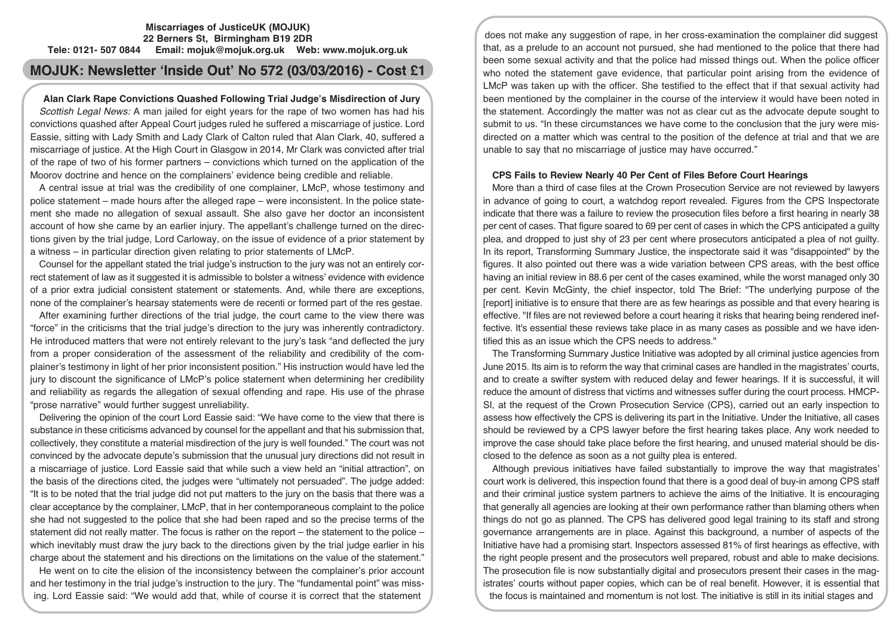**Miscarriages of JusticeUK (MOJUK)**
**22 Berners St, Birmingham B19 2DR**
**Tele: 0121- 507 0844 Email: mojuk@mojuk.org.uk Web: www.mojuk.org.uk**

# MOJUK: Newsletter 'Inside Out' No 572 (03/03/2016) - Cost £1

## Alan Clark Rape Convictions Quashed Following Trial Judge's Misdirection of Jury

*Scottish Legal News:* A man jailed for eight years for the rape of two women has had his convictions quashed after Appeal Court judges ruled he suffered a miscarriage of justice. Lord Eassie, sitting with Lady Smith and Lady Clark of Calton ruled that Alan Clark, 40, suffered a miscarriage of justice. At the High Court in Glasgow in 2014, Mr Clark was convicted after trial of the rape of two of his former partners – convictions which turned on the application of the Moorov doctrine and hence on the complainers' evidence being credible and reliable.

A central issue at trial was the credibility of one complainer, LMcP, whose testimony and police statement – made hours after the alleged rape – were inconsistent. In the police statement she made no allegation of sexual assault. She also gave her doctor an inconsistent account of how she came by an earlier injury. The appellant's challenge turned on the directions given by the trial judge, Lord Carloway, on the issue of evidence of a prior statement by a witness – in particular direction given relating to prior statements of LMcP.

Counsel for the appellant stated the trial judge's instruction to the jury was not an entirely correct statement of law as it suggested it is admissible to bolster a witness' evidence with evidence of a prior extra judicial consistent statement or statements. And, while there are exceptions, none of the complainer's hearsay statements were de recenti or formed part of the res gestae.

After examining further directions of the trial judge, the court came to the view there was "force" in the criticisms that the trial judge's direction to the jury was inherently contradictory. He introduced matters that were not entirely relevant to the jury's task "and deflected the jury from a proper consideration of the assessment of the reliability and credibility of the complainer's testimony in light of her prior inconsistent position." His instruction would have led the jury to discount the significance of LMcP's police statement when determining her credibility and reliability as regards the allegation of sexual offending and rape. His use of the phrase "prose narrative" would further suggest unreliability.

Delivering the opinion of the court Lord Eassie said: "We have come to the view that there is substance in these criticisms advanced by counsel for the appellant and that his submission that, collectively, they constitute a material misdirection of the jury is well founded." The court was not convinced by the advocate depute's submission that the unusual jury directions did not result in a miscarriage of justice. Lord Eassie said that while such a view held an "initial attraction", on the basis of the directions cited, the judges were "ultimately not persuaded". The judge added: "It is to be noted that the trial judge did not put matters to the jury on the basis that there was a clear acceptance by the complainer, LMcP, that in her contemporaneous complaint to the police she had not suggested to the police that she had been raped and so the precise terms of the statement did not really matter. The focus is rather on the report – the statement to the police – which inevitably must draw the jury back to the directions given by the trial judge earlier in his charge about the statement and his directions on the limitations on the value of the statement."

He went on to cite the elision of the inconsistency between the complainer's prior account and her testimony in the trial judge's instruction to the jury. The "fundamental point" was missing. Lord Eassie said: "We would add that, while of course it is correct that the statement does not make any suggestion of rape, in her cross-examination the complainer did suggest that, as a prelude to an account not pursued, she had mentioned to the police that there had been some sexual activity and that the police had missed things out. When the police officer who noted the statement gave evidence, that particular point arising from the evidence of LMcP was taken up with the officer. She testified to the effect that if that sexual activity had been mentioned by the complainer in the course of the interview it would have been noted in the statement. Accordingly the matter was not as clear cut as the advocate depute sought to submit to us. "In these circumstances we have come to the conclusion that the jury were misdirected on a matter which was central to the position of the defence at trial and that we are unable to say that no miscarriage of justice may have occurred."

## CPS Fails to Review Nearly 40 Per Cent of Files Before Court Hearings

More than a third of case files at the Crown Prosecution Service are not reviewed by lawyers in advance of going to court, a watchdog report revealed. Figures from the CPS Inspectorate indicate that there was a failure to review the prosecution files before a first hearing in nearly 38 per cent of cases. That figure soared to 69 per cent of cases in which the CPS anticipated a guilty plea, and dropped to just shy of 23 per cent where prosecutors anticipated a plea of not guilty. In its report, Transforming Summary Justice, the inspectorate said it was "disappointed" by the figures. It also pointed out there was a wide variation between CPS areas, with the best office having an initial review in 88.6 per cent of the cases examined, while the worst managed only 30 per cent. Kevin McGinty, the chief inspector, told The Brief: "The underlying purpose of the [report] initiative is to ensure that there are as few hearings as possible and that every hearing is effective. "If files are not reviewed before a court hearing it risks that hearing being rendered ineffective. It's essential these reviews take place in as many cases as possible and we have identified this as an issue which the CPS needs to address."

The Transforming Summary Justice Initiative was adopted by all criminal justice agencies from June 2015. Its aim is to reform the way that criminal cases are handled in the magistrates' courts, and to create a swifter system with reduced delay and fewer hearings. If it is successful, it will reduce the amount of distress that victims and witnesses suffer during the court process. HMCPSI, at the request of the Crown Prosecution Service (CPS), carried out an early inspection to assess how effectively the CPS is delivering its part in the Initiative. Under the Initiative, all cases should be reviewed by a CPS lawyer before the first hearing takes place. Any work needed to improve the case should take place before the first hearing, and unused material should be disclosed to the defence as soon as a not guilty plea is entered.

Although previous initiatives have failed substantially to improve the way that magistrates' court work is delivered, this inspection found that there is a good deal of buy-in among CPS staff and their criminal justice system partners to achieve the aims of the Initiative. It is encouraging that generally all agencies are looking at their own performance rather than blaming others when things do not go as planned. The CPS has delivered good legal training to its staff and strong governance arrangements are in place. Against this background, a number of aspects of the Initiative have had a promising start. Inspectors assessed 81% of first hearings as effective, with the right people present and the prosecutors well prepared, robust and able to make decisions. The prosecution file is now substantially digital and prosecutors present their cases in the magistrates' courts without paper copies, which can be of real benefit. However, it is essential that the focus is maintained and momentum is not lost. The initiative is still in its initial stages and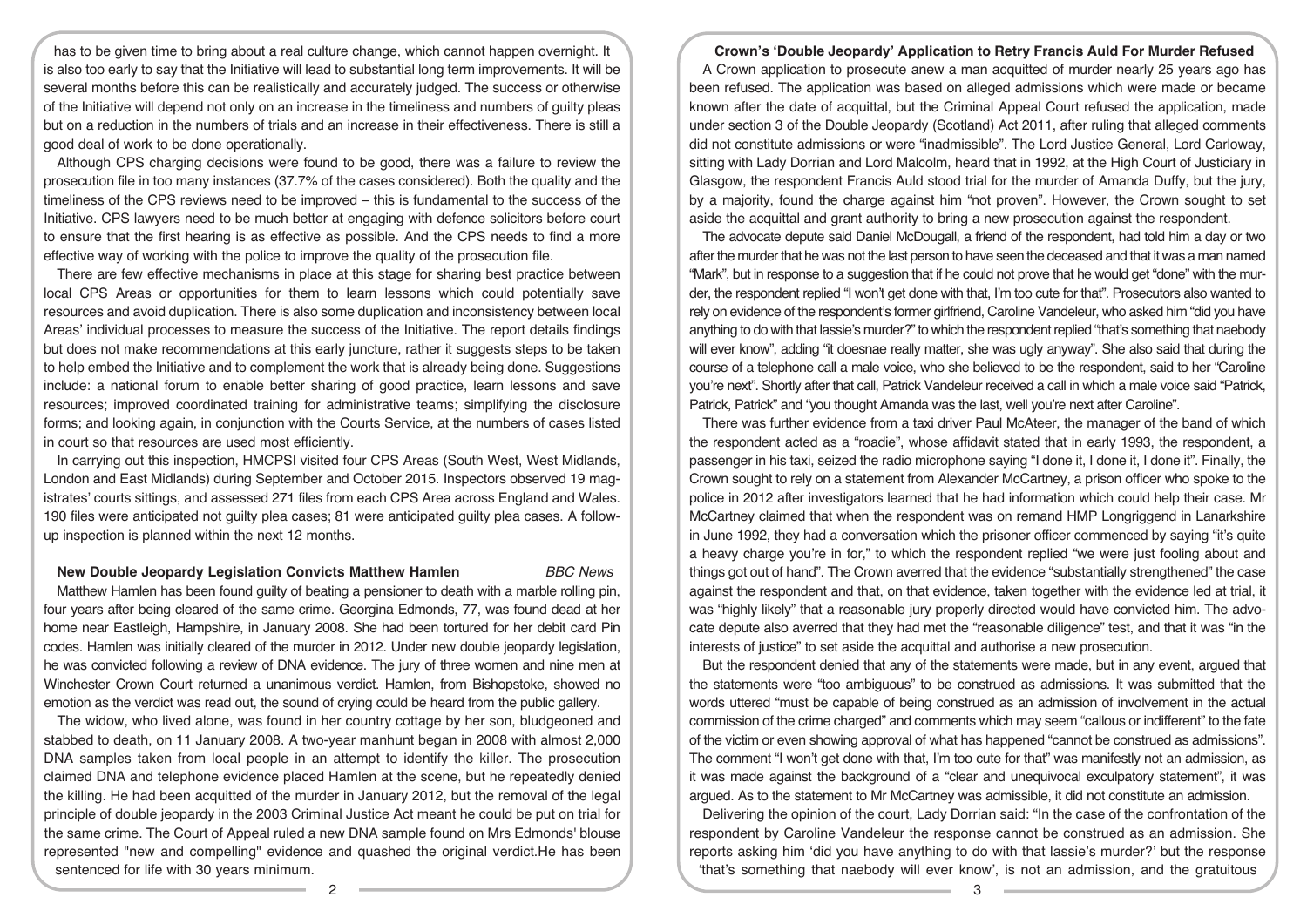has to be given time to bring about a real culture change, which cannot happen overnight. It is also too early to say that the Initiative will lead to substantial long term improvements. It will be several months before this can be realistically and accurately judged. The success or otherwise of the Initiative will depend not only on an increase in the timeliness and numbers of guilty pleas but on a reduction in the numbers of trials and an increase in their effectiveness. There is still a good deal of work to be done operationally.

Although CPS charging decisions were found to be good, there was a failure to review the prosecution file in too many instances (37.7% of the cases considered). Both the quality and the timeliness of the CPS reviews need to be improved – this is fundamental to the success of the Initiative. CPS lawyers need to be much better at engaging with defence solicitors before court to ensure that the first hearing is as effective as possible. And the CPS needs to find a more effective way of working with the police to improve the quality of the prosecution file.

There are few effective mechanisms in place at this stage for sharing best practice between local CPS Areas or opportunities for them to learn lessons which could potentially save resources and avoid duplication. There is also some duplication and inconsistency between local Areas' individual processes to measure the success of the Initiative. The report details findings but does not make recommendations at this early juncture, rather it suggests steps to be taken to help embed the Initiative and to complement the work that is already being done. Suggestions include: a national forum to enable better sharing of good practice, learn lessons and save resources; improved coordinated training for administrative teams; simplifying the disclosure forms; and looking again, in conjunction with the Courts Service, at the numbers of cases listed in court so that resources are used most efficiently.

In carrying out this inspection, HMCPSI visited four CPS Areas (South West, West Midlands, London and East Midlands) during September and October 2015. Inspectors observed 19 magistrates' courts sittings, and assessed 271 files from each CPS Area across England and Wales. 190 files were anticipated not guilty plea cases; 81 were anticipated guilty plea cases. A follow-up inspection is planned within the next 12 months.

### New Double Jeopardy Legislation Convicts Matthew Hamlen *BBC News*

Matthew Hamlen has been found guilty of beating a pensioner to death with a marble rolling pin, four years after being cleared of the same crime. Georgina Edmonds, 77, was found dead at her home near Eastleigh, Hampshire, in January 2008. She had been tortured for her debit card Pin codes. Hamlen was initially cleared of the murder in 2012. Under new double jeopardy legislation, he was convicted following a review of DNA evidence. The jury of three women and nine men at Winchester Crown Court returned a unanimous verdict. Hamlen, from Bishopstoke, showed no emotion as the verdict was read out, the sound of crying could be heard from the public gallery.

The widow, who lived alone, was found in her country cottage by her son, bludgeoned and stabbed to death, on 11 January 2008. A two-year manhunt began in 2008 with almost 2,000 DNA samples taken from local people in an attempt to identify the killer. The prosecution claimed DNA and telephone evidence placed Hamlen at the scene, but he repeatedly denied the killing. He had been acquitted of the murder in January 2012, but the removal of the legal principle of double jeopardy in the 2003 Criminal Justice Act meant he could be put on trial for the same crime. The Court of Appeal ruled a new DNA sample found on Mrs Edmonds' blouse represented "new and compelling" evidence and quashed the original verdict.He has been sentenced for life with 30 years minimum.

### Crown's 'Double Jeopardy' Application to Retry Francis Auld For Murder Refused

A Crown application to prosecute anew a man acquitted of murder nearly 25 years ago has been refused. The application was based on alleged admissions which were made or became known after the date of acquittal, but the Criminal Appeal Court refused the application, made under section 3 of the Double Jeopardy (Scotland) Act 2011, after ruling that alleged comments did not constitute admissions or were "inadmissible". The Lord Justice General, Lord Carloway, sitting with Lady Dorrian and Lord Malcolm, heard that in 1992, at the High Court of Justiciary in Glasgow, the respondent Francis Auld stood trial for the murder of Amanda Duffy, but the jury, by a majority, found the charge against him "not proven". However, the Crown sought to set aside the acquittal and grant authority to bring a new prosecution against the respondent.

The advocate depute said Daniel McDougall, a friend of the respondent, had told him a day or two after the murder that he was not the last person to have seen the deceased and that it was a man named "Mark", but in response to a suggestion that if he could not prove that he would get "done" with the murder, the respondent replied "I won't get done with that, I'm too cute for that". Prosecutors also wanted to rely on evidence of the respondent's former girlfriend, Caroline Vandeleur, who asked him "did you have anything to do with that lassie's murder?" to which the respondent replied "that's something that naebody will ever know", adding "it doesnae really matter, she was ugly anyway". She also said that during the course of a telephone call a male voice, who she believed to be the respondent, said to her "Caroline you're next". Shortly after that call, Patrick Vandeleur received a call in which a male voice said "Patrick, Patrick, Patrick" and "you thought Amanda was the last, well you're next after Caroline".

There was further evidence from a taxi driver Paul McAteer, the manager of the band of which the respondent acted as a "roadie", whose affidavit stated that in early 1993, the respondent, a passenger in his taxi, seized the radio microphone saying "I done it, I done it, I done it". Finally, the Crown sought to rely on a statement from Alexander McCartney, a prison officer who spoke to the police in 2012 after investigators learned that he had information which could help their case. Mr McCartney claimed that when the respondent was on remand HMP Longriggend in Lanarkshire in June 1992, they had a conversation which the prisoner officer commenced by saying "it's quite a heavy charge you're in for," to which the respondent replied "we were just fooling about and things got out of hand". The Crown averred that the evidence "substantially strengthened" the case against the respondent and that, on that evidence, taken together with the evidence led at trial, it was "highly likely" that a reasonable jury properly directed would have convicted him. The advocate depute also averred that they had met the "reasonable diligence" test, and that it was "in the interests of justice" to set aside the acquittal and authorise a new prosecution.

But the respondent denied that any of the statements were made, but in any event, argued that the statements were "too ambiguous" to be construed as admissions. It was submitted that the words uttered "must be capable of being construed as an admission of involvement in the actual commission of the crime charged" and comments which may seem "callous or indifferent" to the fate of the victim or even showing approval of what has happened "cannot be construed as admissions". The comment "I won't get done with that, I'm too cute for that" was manifestly not an admission, as it was made against the background of a "clear and unequivocal exculpatory statement", it was argued. As to the statement to Mr McCartney was admissible, it did not constitute an admission.

Delivering the opinion of the court, Lady Dorrian said: "In the case of the confrontation of the respondent by Caroline Vandeleur the response cannot be construed as an admission. She reports asking him 'did you have anything to do with that lassie's murder?' but the response 'that's something that naebody will ever know', is not an admission, and the gratuitous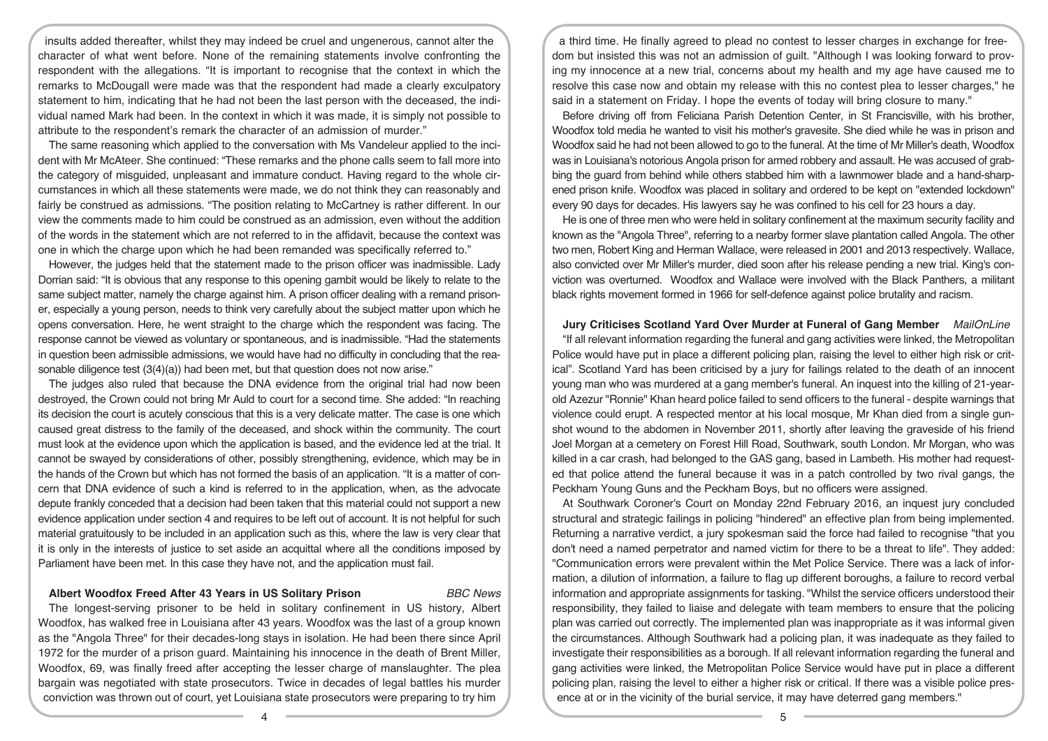insults added thereafter, whilst they may indeed be cruel and ungenerous, cannot alter the character of what went before. None of the remaining statements involve confronting the respondent with the allegations. "It is important to recognise that the context in which the remarks to McDougall were made was that the respondent had made a clearly exculpatory statement to him, indicating that he had not been the last person with the deceased, the individual named Mark had been. In the context in which it was made, it is simply not possible to attribute to the respondent's remark the character of an admission of murder."

The same reasoning which applied to the conversation with Ms Vandeleur applied to the incident with Mr McAteer. She continued: "These remarks and the phone calls seem to fall more into the category of misguided, unpleasant and immature conduct. Having regard to the whole circumstances in which all these statements were made, we do not think they can reasonably and fairly be construed as admissions. "The position relating to McCartney is rather different. In our view the comments made to him could be construed as an admission, even without the addition of the words in the statement which are not referred to in the affidavit, because the context was one in which the charge upon which he had been remanded was specifically referred to."

However, the judges held that the statement made to the prison officer was inadmissible. Lady Dorrian said: "It is obvious that any response to this opening gambit would be likely to relate to the same subject matter, namely the charge against him. A prison officer dealing with a remand prisoner, especially a young person, needs to think very carefully about the subject matter upon which he opens conversation. Here, he went straight to the charge which the respondent was facing. The response cannot be viewed as voluntary or spontaneous, and is inadmissible. "Had the statements in question been admissible admissions, we would have had no difficulty in concluding that the reasonable diligence test (3(4)(a)) had been met, but that question does not now arise."

The judges also ruled that because the DNA evidence from the original trial had now been destroyed, the Crown could not bring Mr Auld to court for a second time. She added: "In reaching its decision the court is acutely conscious that this is a very delicate matter. The case is one which caused great distress to the family of the deceased, and shock within the community. The court must look at the evidence upon which the application is based, and the evidence led at the trial. It cannot be swayed by considerations of other, possibly strengthening, evidence, which may be in the hands of the Crown but which has not formed the basis of an application. "It is a matter of concern that DNA evidence of such a kind is referred to in the application, when, as the advocate depute frankly conceded that a decision had been taken that this material could not support a new evidence application under section 4 and requires to be left out of account. It is not helpful for such material gratuitously to be included in an application such as this, where the law is very clear that it is only in the interests of justice to set aside an acquittal where all the conditions imposed by Parliament have been met. In this case they have not, and the application must fail.

**Albert Woodfox Freed After 43 Years in US Solitary Prison** *BBC News*

The longest-serving prisoner to be held in solitary confinement in US history, Albert Woodfox, has walked free in Louisiana after 43 years. Woodfox was the last of a group known as the "Angola Three" for their decades-long stays in isolation. He had been there since April 1972 for the murder of a prison guard. Maintaining his innocence in the death of Brent Miller, Woodfox, 69, was finally freed after accepting the lesser charge of manslaughter. The plea bargain was negotiated with state prosecutors. Twice in decades of legal battles his murder conviction was thrown out of court, yet Louisiana state prosecutors were preparing to try him a third time. He finally agreed to plead no contest to lesser charges in exchange for freedom but insisted this was not an admission of guilt. "Although I was looking forward to proving my innocence at a new trial, concerns about my health and my age have caused me to resolve this case now and obtain my release with this no contest plea to lesser charges," he said in a statement on Friday. I hope the events of today will bring closure to many."

Before driving off from Feliciana Parish Detention Center, in St Francisville, with his brother, Woodfox told media he wanted to visit his mother's gravesite. She died while he was in prison and Woodfox said he had not been allowed to go to the funeral. At the time of Mr Miller's death, Woodfox was in Louisiana's notorious Angola prison for armed robbery and assault. He was accused of grabbing the guard from behind while others stabbed him with a lawnmower blade and a hand-sharpened prison knife. Woodfox was placed in solitary and ordered to be kept on "extended lockdown" every 90 days for decades. His lawyers say he was confined to his cell for 23 hours a day.

He is one of three men who were held in solitary confinement at the maximum security facility and known as the "Angola Three", referring to a nearby former slave plantation called Angola. The other two men, Robert King and Herman Wallace, were released in 2001 and 2013 respectively. Wallace, also convicted over Mr Miller's murder, died soon after his release pending a new trial. King's conviction was overturned. Woodfox and Wallace were involved with the Black Panthers, a militant black rights movement formed in 1966 for self-defence against police brutality and racism.

**Jury Criticises Scotland Yard Over Murder at Funeral of Gang Member** *MailOnLine*

"If all relevant information regarding the funeral and gang activities were linked, the Metropolitan Police would have put in place a different policing plan, raising the level to either high risk or critical". Scotland Yard has been criticised by a jury for failings related to the death of an innocent young man who was murdered at a gang member's funeral. An inquest into the killing of 21-year-old Azezur "Ronnie" Khan heard police failed to send officers to the funeral - despite warnings that violence could erupt. A respected mentor at his local mosque, Mr Khan died from a single gunshot wound to the abdomen in November 2011, shortly after leaving the graveside of his friend Joel Morgan at a cemetery on Forest Hill Road, Southwark, south London. Mr Morgan, who was killed in a car crash, had belonged to the GAS gang, based in Lambeth. His mother had requested that police attend the funeral because it was in a patch controlled by two rival gangs, the Peckham Young Guns and the Peckham Boys, but no officers were assigned.

At Southwark Coroner's Court on Monday 22nd February 2016, an inquest jury concluded structural and strategic failings in policing "hindered" an effective plan from being implemented. Returning a narrative verdict, a jury spokesman said the force had failed to recognise "that you don't need a named perpetrator and named victim for there to be a threat to life". They added: "Communication errors were prevalent within the Met Police Service. There was a lack of information, a dilution of information, a failure to flag up different boroughs, a failure to record verbal information and appropriate assignments for tasking. "Whilst the service officers understood their responsibility, they failed to liaise and delegate with team members to ensure that the policing plan was carried out correctly. The implemented plan was inappropriate as it was informal given the circumstances. Although Southwark had a policing plan, it was inadequate as they failed to investigate their responsibilities as a borough. If all relevant information regarding the funeral and gang activities were linked, the Metropolitan Police Service would have put in place a different policing plan, raising the level to either a higher risk or critical. If there was a visible police presence at or in the vicinity of the burial service, it may have deterred gang members."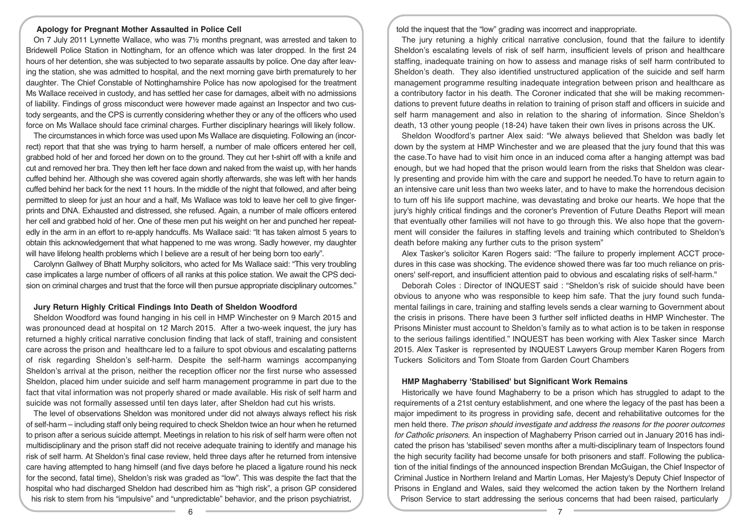### Apology for Pregnant Mother Assaulted in Police Cell

On 7 July 2011 Lynnette Wallace, who was 7½ months pregnant, was arrested and taken to Bridewell Police Station in Nottingham, for an offence which was later dropped. In the first 24 hours of her detention, she was subjected to two separate assaults by police. One day after leaving the station, she was admitted to hospital, and the next morning gave birth prematurely to her daughter. The Chief Constable of Nottinghamshire Police has now apologised for the treatment Ms Wallace received in custody, and has settled her case for damages, albeit with no admissions of liability. Findings of gross misconduct were however made against an Inspector and two custody sergeants, and the CPS is currently considering whether they or any of the officers who used force on Ms Wallace should face criminal charges. Further disciplinary hearings will likely follow.

The circumstances in which force was used upon Ms Wallace are disquieting. Following an (incorrect) report that that she was trying to harm herself, a number of male officers entered her cell, grabbed hold of her and forced her down on to the ground. They cut her t-shirt off with a knife and cut and removed her bra. They then left her face down and naked from the waist up, with her hands cuffed behind her. Although she was covered again shortly afterwards, she was left with her hands cuffed behind her back for the next 11 hours. In the middle of the night that followed, and after being permitted to sleep for just an hour and a half, Ms Wallace was told to leave her cell to give fingerprints and DNA. Exhausted and distressed, she refused. Again, a number of male officers entered her cell and grabbed hold of her. One of these men put his weight on her and punched her repeatedly in the arm in an effort to re-apply handcuffs. Ms Wallace said: "It has taken almost 5 years to obtain this acknowledgement that what happened to me was wrong. Sadly however, my daughter will have lifelong health problems which I believe are a result of her being born too early".

Carolynn Gallwey of Bhatt Murphy solicitors, who acted for Ms Wallace said: "This very troubling case implicates a large number of officers of all ranks at this police station. We await the CPS decision on criminal charges and trust that the force will then pursue appropriate disciplinary outcomes."

### Jury Return Highly Critical Findings Into Death of Sheldon Woodford

Sheldon Woodford was found hanging in his cell in HMP Winchester on 9 March 2015 and was pronounced dead at hospital on 12 March 2015. After a two-week inquest, the jury has returned a highly critical narrative conclusion finding that lack of staff, training and consistent care across the prison and healthcare led to a failure to spot obvious and escalating patterns of risk regarding Sheldon's self-harm. Despite the self-harm warnings accompanying Sheldon's arrival at the prison, neither the reception officer nor the first nurse who assessed Sheldon, placed him under suicide and self harm management programme in part due to the fact that vital information was not properly shared or made available. His risk of self harm and suicide was not formally assessed until ten days later, after Sheldon had cut his wrists.

The level of observations Sheldon was monitored under did not always always reflect his risk of self-harm – including staff only being required to check Sheldon twice an hour when he returned to prison after a serious suicide attempt. Meetings in relation to his risk of self harm were often not multidisciplinary and the prison staff did not receive adequate training to identify and manage his risk of self harm. At Sheldon's final case review, held three days after he returned from intensive care having attempted to hang himself (and five days before he placed a ligature round his neck for the second, fatal time), Sheldon's risk was graded as "low". This was despite the fact that the hospital who had discharged Sheldon had described him as "high risk", a prison GP considered his risk to stem from his "impulsive" and "unpredictable" behavior, and the prison psychiatrist, told the inquest that the "low" grading was incorrect and inappropriate.

The jury retuning a highly critical narrative conclusion, found that the failure to identify Sheldon's escalating levels of risk of self harm, insufficient levels of prison and healthcare staffing, inadequate training on how to assess and manage risks of self harm contributed to Sheldon's death. They also identified unstructured application of the suicide and self harm management programme resulting inadequate integration between prison and healthcare as a contributory factor in his death. The Coroner indicated that she will be making recommendations to prevent future deaths in relation to training of prison staff and officers in suicide and self harm management and also in relation to the sharing of information. Since Sheldon's death, 13 other young people (18-24) have taken their own lives in prisons across the UK.

Sheldon Woodford's partner Alex said: "We always believed that Sheldon was badly let down by the system at HMP Winchester and we are pleased that the jury found that this was the case.To have had to visit him once in an induced coma after a hanging attempt was bad enough, but we had hoped that the prison would learn from the risks that Sheldon was clearly presenting and provide him with the care and support he needed.To have to return again to an intensive care unit less than two weeks later, and to have to make the horrendous decision to turn off his life support machine, was devastating and broke our hearts. We hope that the jury's highly critical findings and the coroner's Prevention of Future Deaths Report will mean that eventually other families will not have to go through this. We also hope that the government will consider the failures in staffing levels and training which contributed to Sheldon's death before making any further cuts to the prison system"

Alex Tasker's solicitor Karen Rogers said: "The failure to properly implement ACCT procedures in this case was shocking. The evidence showed there was far too much reliance on prisoners' self-report, and insufficient attention paid to obvious and escalating risks of self-harm."

Deborah Coles : Director of INQUEST said : "Sheldon's risk of suicide should have been obvious to anyone who was responsible to keep him safe. That the jury found such fundamental failings in care, training and staffing levels sends a clear warning to Government about the crisis in prisons. There have been 3 further self inflicted deaths in HMP Winchester. The Prisons Minister must account to Sheldon's family as to what action is to be taken in response to the serious failings identified." INQUEST has been working with Alex Tasker since March 2015. Alex Tasker is represented by INQUEST Lawyers Group member Karen Rogers from Tuckers Solicitors and Tom Stoate from Garden Court Chambers

### HMP Maghaberry 'Stabilised' but Significant Work Remains

Historically we have found Maghaberry to be a prison which has struggled to adapt to the requirements of a 21st century establishment, and one where the legacy of the past has been a major impediment to its progress in providing safe, decent and rehabilitative outcomes for the men held there. *The prison should investigate and address the reasons for the poorer outcomes for Catholic prisoners.* An inspection of Maghaberry Prison carried out in January 2016 has indicated the prison has 'stabilised' seven months after a multi-disciplinary team of Inspectors found the high security facility had become unsafe for both prisoners and staff. Following the publication of the initial findings of the announced inspection Brendan McGuigan, the Chief Inspector of Criminal Justice in Northern Ireland and Martin Lomas, Her Majesty's Deputy Chief Inspector of Prisons in England and Wales, said they welcomed the action taken by the Northern Ireland Prison Service to start addressing the serious concerns that had been raised, particularly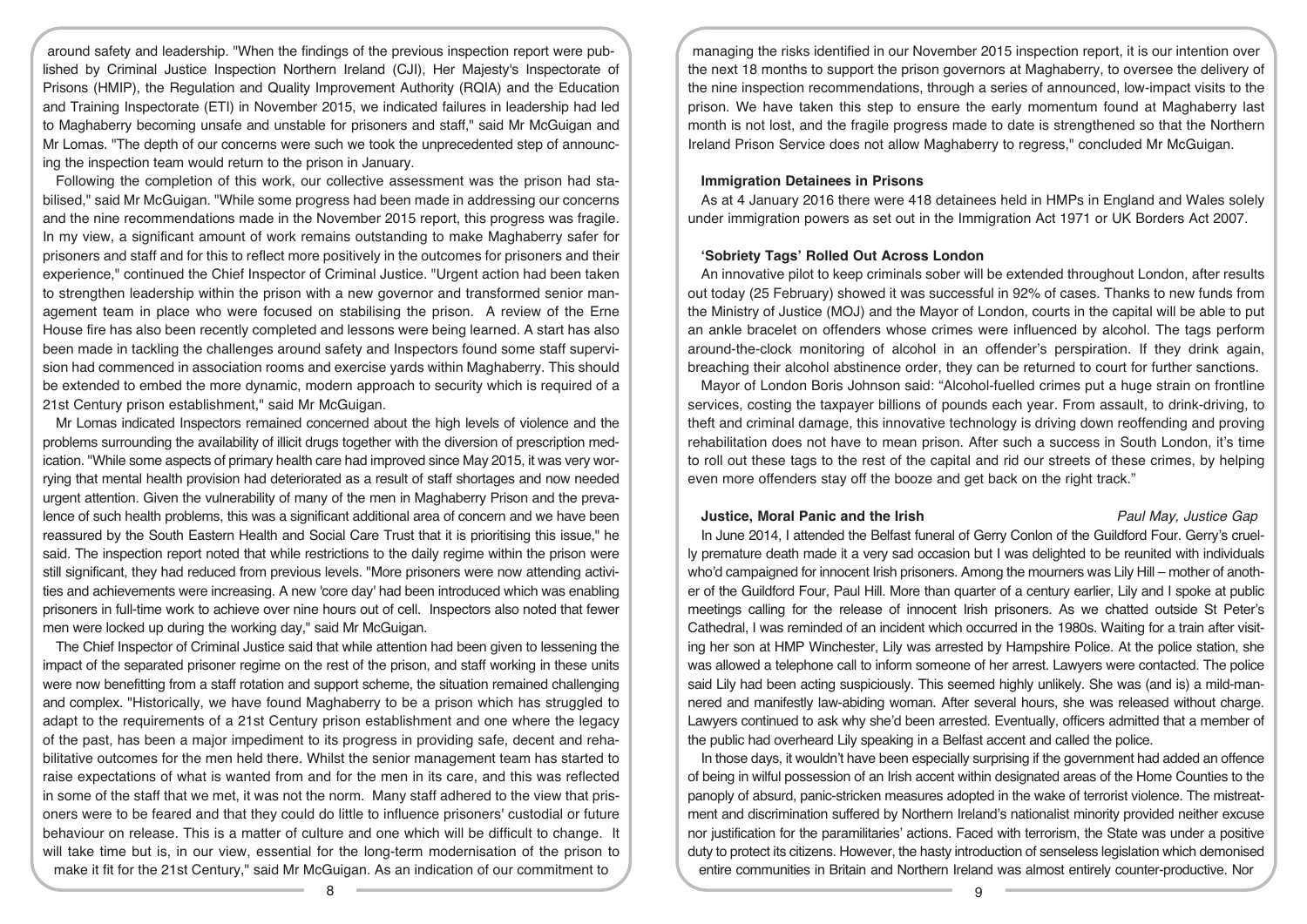around safety and leadership. "When the findings of the previous inspection report were published by Criminal Justice Inspection Northern Ireland (CJI), Her Majesty's Inspectorate of Prisons (HMIP), the Regulation and Quality Improvement Authority (RQIA) and the Education and Training Inspectorate (ETI) in November 2015, we indicated failures in leadership had led to Maghaberry becoming unsafe and unstable for prisoners and staff," said Mr McGuigan and Mr Lomas. "The depth of our concerns were such we took the unprecedented step of announcing the inspection team would return to the prison in January.

Following the completion of this work, our collective assessment was the prison had stabilised," said Mr McGuigan. "While some progress had been made in addressing our concerns and the nine recommendations made in the November 2015 report, this progress was fragile. In my view, a significant amount of work remains outstanding to make Maghaberry safer for prisoners and staff and for this to reflect more positively in the outcomes for prisoners and their experience," continued the Chief Inspector of Criminal Justice. "Urgent action had been taken to strengthen leadership within the prison with a new governor and transformed senior management team in place who were focused on stabilising the prison. A review of the Erne House fire has also been recently completed and lessons were being learned. A start has also been made in tackling the challenges around safety and Inspectors found some staff supervision had commenced in association rooms and exercise yards within Maghaberry. This should be extended to embed the more dynamic, modern approach to security which is required of a 21st Century prison establishment," said Mr McGuigan.

Mr Lomas indicated Inspectors remained concerned about the high levels of violence and the problems surrounding the availability of illicit drugs together with the diversion of prescription medication. "While some aspects of primary health care had improved since May 2015, it was very worrying that mental health provision had deteriorated as a result of staff shortages and now needed urgent attention. Given the vulnerability of many of the men in Maghaberry Prison and the prevalence of such health problems, this was a significant additional area of concern and we have been reassured by the South Eastern Health and Social Care Trust that it is prioritising this issue," he said. The inspection report noted that while restrictions to the daily regime within the prison were still significant, they had reduced from previous levels. "More prisoners were now attending activities and achievements were increasing. A new 'core day' had been introduced which was enabling prisoners in full-time work to achieve over nine hours out of cell. Inspectors also noted that fewer men were locked up during the working day," said Mr McGuigan.

The Chief Inspector of Criminal Justice said that while attention had been given to lessening the impact of the separated prisoner regime on the rest of the prison, and staff working in these units were now benefitting from a staff rotation and support scheme, the situation remained challenging and complex. "Historically, we have found Maghaberry to be a prison which has struggled to adapt to the requirements of a 21st Century prison establishment and one where the legacy of the past, has been a major impediment to its progress in providing safe, decent and rehabilitative outcomes for the men held there. Whilst the senior management team has started to raise expectations of what is wanted from and for the men in its care, and this was reflected in some of the staff that we met, it was not the norm. Many staff adhered to the view that prisoners were to be feared and that they could do little to influence prisoners' custodial or future behaviour on release. This is a matter of culture and one which will be difficult to change. It will take time but is, in our view, essential for the long-term modernisation of the prison to make it fit for the 21st Century," said Mr McGuigan. As an indication of our commitment to managing the risks identified in our November 2015 inspection report, it is our intention over the next 18 months to support the prison governors at Maghaberry, to oversee the delivery of the nine inspection recommendations, through a series of announced, low-impact visits to the prison. We have taken this step to ensure the early momentum found at Maghaberry last month is not lost, and the fragile progress made to date is strengthened so that the Northern Ireland Prison Service does not allow Maghaberry to regress," concluded Mr McGuigan.

### Immigration Detainees in Prisons

As at 4 January 2016 there were 418 detainees held in HMPs in England and Wales solely under immigration powers as set out in the Immigration Act 1971 or UK Borders Act 2007.

### 'Sobriety Tags' Rolled Out Across London

An innovative pilot to keep criminals sober will be extended throughout London, after results out today (25 February) showed it was successful in 92% of cases. Thanks to new funds from the Ministry of Justice (MOJ) and the Mayor of London, courts in the capital will be able to put an ankle bracelet on offenders whose crimes were influenced by alcohol. The tags perform around-the-clock monitoring of alcohol in an offender's perspiration. If they drink again, breaching their alcohol abstinence order, they can be returned to court for further sanctions.

Mayor of London Boris Johnson said: "Alcohol-fuelled crimes put a huge strain on frontline services, costing the taxpayer billions of pounds each year. From assault, to drink-driving, to theft and criminal damage, this innovative technology is driving down reoffending and proving rehabilitation does not have to mean prison. After such a success in South London, it's time to roll out these tags to the rest of the capital and rid our streets of these crimes, by helping even more offenders stay off the booze and get back on the right track."

### Justice, Moral Panic and the Irish

*Paul May, Justice Gap*

In June 2014, I attended the Belfast funeral of Gerry Conlon of the Guildford Four. Gerry's cruelly premature death made it a very sad occasion but I was delighted to be reunited with individuals who'd campaigned for innocent Irish prisoners. Among the mourners was Lily Hill – mother of another of the Guildford Four, Paul Hill. More than quarter of a century earlier, Lily and I spoke at public meetings calling for the release of innocent Irish prisoners. As we chatted outside St Peter's Cathedral, I was reminded of an incident which occurred in the 1980s. Waiting for a train after visiting her son at HMP Winchester, Lily was arrested by Hampshire Police. At the police station, she was allowed a telephone call to inform someone of her arrest. Lawyers were contacted. The police said Lily had been acting suspiciously. This seemed highly unlikely. She was (and is) a mild-mannered and manifestly law-abiding woman. After several hours, she was released without charge. Lawyers continued to ask why she'd been arrested. Eventually, officers admitted that a member of the public had overheard Lily speaking in a Belfast accent and called the police.

In those days, it wouldn't have been especially surprising if the government had added an offence of being in wilful possession of an Irish accent within designated areas of the Home Counties to the panoply of absurd, panic-stricken measures adopted in the wake of terrorist violence. The mistreatment and discrimination suffered by Northern Ireland's nationalist minority provided neither excuse nor justification for the paramilitaries' actions. Faced with terrorism, the State was under a positive duty to protect its citizens. However, the hasty introduction of senseless legislation which demonised entire communities in Britain and Northern Ireland was almost entirely counter-productive. Nor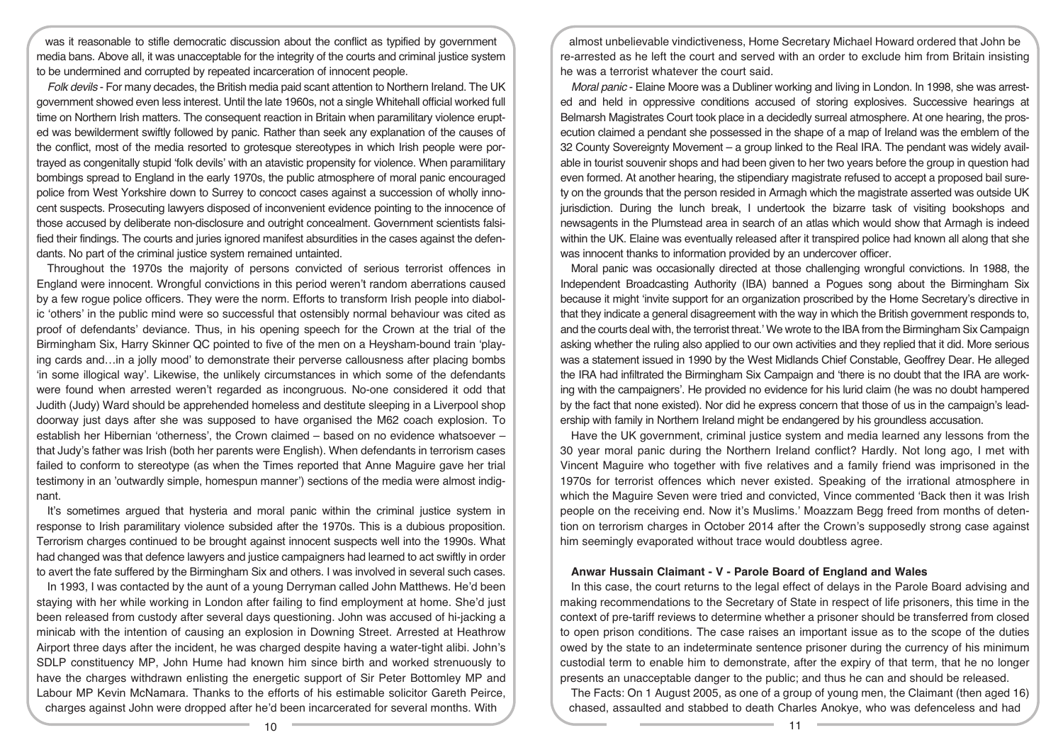was it reasonable to stifle democratic discussion about the conflict as typified by government media bans. Above all, it was unacceptable for the integrity of the courts and criminal justice system to be undermined and corrupted by repeated incarceration of innocent people.

*Folk devils* - For many decades, the British media paid scant attention to Northern Ireland. The UK government showed even less interest. Until the late 1960s, not a single Whitehall official worked full time on Northern Irish matters. The consequent reaction in Britain when paramilitary violence erupted was bewilderment swiftly followed by panic. Rather than seek any explanation of the causes of the conflict, most of the media resorted to grotesque stereotypes in which Irish people were portrayed as congenitally stupid 'folk devils' with an atavistic propensity for violence. When paramilitary bombings spread to England in the early 1970s, the public atmosphere of moral panic encouraged police from West Yorkshire down to Surrey to concoct cases against a succession of wholly innocent suspects. Prosecuting lawyers disposed of inconvenient evidence pointing to the innocence of those accused by deliberate non-disclosure and outright concealment. Government scientists falsified their findings. The courts and juries ignored manifest absurdities in the cases against the defendants. No part of the criminal justice system remained untainted.

Throughout the 1970s the majority of persons convicted of serious terrorist offences in England were innocent. Wrongful convictions in this period weren't random aberrations caused by a few rogue police officers. They were the norm. Efforts to transform Irish people into diabolic 'others' in the public mind were so successful that ostensibly normal behaviour was cited as proof of defendants' deviance. Thus, in his opening speech for the Crown at the trial of the Birmingham Six, Harry Skinner QC pointed to five of the men on a Heysham-bound train 'playing cards and…in a jolly mood' to demonstrate their perverse callousness after placing bombs 'in some illogical way'. Likewise, the unlikely circumstances in which some of the defendants were found when arrested weren't regarded as incongruous. No-one considered it odd that Judith (Judy) Ward should be apprehended homeless and destitute sleeping in a Liverpool shop doorway just days after she was supposed to have organised the M62 coach explosion. To establish her Hibernian 'otherness', the Crown claimed – based on no evidence whatsoever – that Judy's father was Irish (both her parents were English). When defendants in terrorism cases failed to conform to stereotype (as when the Times reported that Anne Maguire gave her trial testimony in an 'outwardly simple, homespun manner') sections of the media were almost indignant.

It's sometimes argued that hysteria and moral panic within the criminal justice system in response to Irish paramilitary violence subsided after the 1970s. This is a dubious proposition. Terrorism charges continued to be brought against innocent suspects well into the 1990s. What had changed was that defence lawyers and justice campaigners had learned to act swiftly in order to avert the fate suffered by the Birmingham Six and others. I was involved in several such cases.

In 1993, I was contacted by the aunt of a young Derryman called John Matthews. He'd been staying with her while working in London after failing to find employment at home. She'd just been released from custody after several days questioning. John was accused of hi-jacking a minicab with the intention of causing an explosion in Downing Street. Arrested at Heathrow Airport three days after the incident, he was charged despite having a water-tight alibi. John's SDLP constituency MP, John Hume had known him since birth and worked strenuously to have the charges withdrawn enlisting the energetic support of Sir Peter Bottomley MP and Labour MP Kevin McNamara. Thanks to the efforts of his estimable solicitor Gareth Peirce, charges against John were dropped after he'd been incarcerated for several months. With almost unbelievable vindictiveness, Home Secretary Michael Howard ordered that John be re-arrested as he left the court and served with an order to exclude him from Britain insisting he was a terrorist whatever the court said.

*Moral panic* - Elaine Moore was a Dubliner working and living in London. In 1998, she was arrested and held in oppressive conditions accused of storing explosives. Successive hearings at Belmarsh Magistrates Court took place in a decidedly surreal atmosphere. At one hearing, the prosecution claimed a pendant she possessed in the shape of a map of Ireland was the emblem of the 32 County Sovereignty Movement – a group linked to the Real IRA. The pendant was widely available in tourist souvenir shops and had been given to her two years before the group in question had even formed. At another hearing, the stipendiary magistrate refused to accept a proposed bail surety on the grounds that the person resided in Armagh which the magistrate asserted was outside UK jurisdiction. During the lunch break, I undertook the bizarre task of visiting bookshops and newsagents in the Plumstead area in search of an atlas which would show that Armagh is indeed within the UK. Elaine was eventually released after it transpired police had known all along that she was innocent thanks to information provided by an undercover officer.

Moral panic was occasionally directed at those challenging wrongful convictions. In 1988, the Independent Broadcasting Authority (IBA) banned a Pogues song about the Birmingham Six because it might 'invite support for an organization proscribed by the Home Secretary's directive in that they indicate a general disagreement with the way in which the British government responds to, and the courts deal with, the terrorist threat.' We wrote to the IBA from the Birmingham Six Campaign asking whether the ruling also applied to our own activities and they replied that it did. More serious was a statement issued in 1990 by the West Midlands Chief Constable, Geoffrey Dear. He alleged the IRA had infiltrated the Birmingham Six Campaign and 'there is no doubt that the IRA are working with the campaigners'. He provided no evidence for his lurid claim (he was no doubt hampered by the fact that none existed). Nor did he express concern that those of us in the campaign's leadership with family in Northern Ireland might be endangered by his groundless accusation.

Have the UK government, criminal justice system and media learned any lessons from the 30 year moral panic during the Northern Ireland conflict? Hardly. Not long ago, I met with Vincent Maguire who together with five relatives and a family friend was imprisoned in the 1970s for terrorist offences which never existed. Speaking of the irrational atmosphere in which the Maguire Seven were tried and convicted, Vince commented 'Back then it was Irish people on the receiving end. Now it's Muslims.' Moazzam Begg freed from months of detention on terrorism charges in October 2014 after the Crown's supposedly strong case against him seemingly evaporated without trace would doubtless agree.

### Anwar Hussain Claimant - V - Parole Board of England and Wales

In this case, the court returns to the legal effect of delays in the Parole Board advising and making recommendations to the Secretary of State in respect of life prisoners, this time in the context of pre-tariff reviews to determine whether a prisoner should be transferred from closed to open prison conditions. The case raises an important issue as to the scope of the duties owed by the state to an indeterminate sentence prisoner during the currency of his minimum custodial term to enable him to demonstrate, after the expiry of that term, that he no longer presents an unacceptable danger to the public; and thus he can and should be released.

The Facts: On 1 August 2005, as one of a group of young men, the Claimant (then aged 16) chased, assaulted and stabbed to death Charles Anokye, who was defenceless and had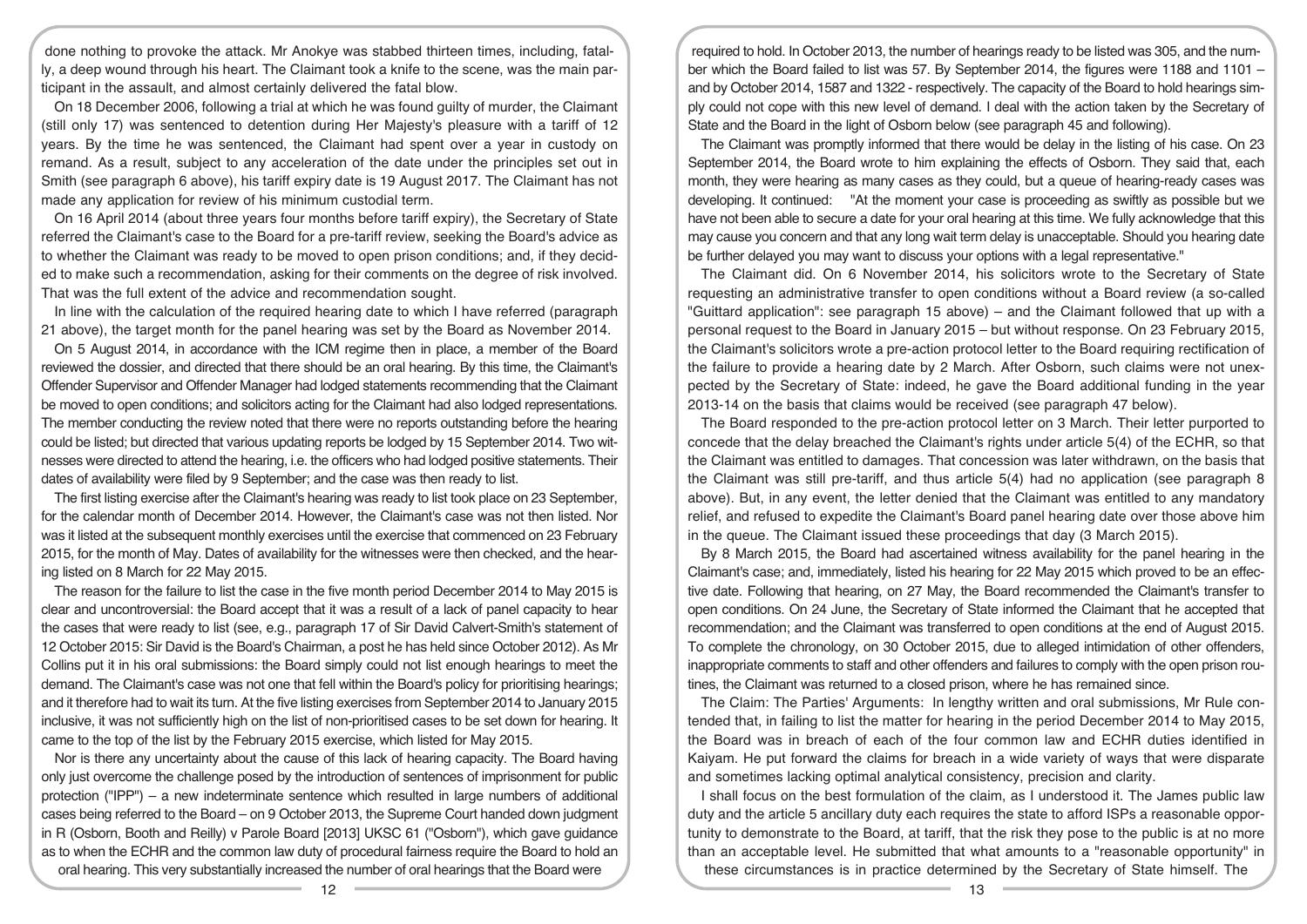done nothing to provoke the attack. Mr Anokye was stabbed thirteen times, including, fatally, a deep wound through his heart. The Claimant took a knife to the scene, was the main participant in the assault, and almost certainly delivered the fatal blow.

On 18 December 2006, following a trial at which he was found guilty of murder, the Claimant (still only 17) was sentenced to detention during Her Majesty's pleasure with a tariff of 12 years. By the time he was sentenced, the Claimant had spent over a year in custody on remand. As a result, subject to any acceleration of the date under the principles set out in Smith (see paragraph 6 above), his tariff expiry date is 19 August 2017. The Claimant has not made any application for review of his minimum custodial term.

On 16 April 2014 (about three years four months before tariff expiry), the Secretary of State referred the Claimant's case to the Board for a pre-tariff review, seeking the Board's advice as to whether the Claimant was ready to be moved to open prison conditions; and, if they decided to make such a recommendation, asking for their comments on the degree of risk involved. That was the full extent of the advice and recommendation sought.

In line with the calculation of the required hearing date to which I have referred (paragraph 21 above), the target month for the panel hearing was set by the Board as November 2014.

On 5 August 2014, in accordance with the ICM regime then in place, a member of the Board reviewed the dossier, and directed that there should be an oral hearing. By this time, the Claimant's Offender Supervisor and Offender Manager had lodged statements recommending that the Claimant be moved to open conditions; and solicitors acting for the Claimant had also lodged representations. The member conducting the review noted that there were no reports outstanding before the hearing could be listed; but directed that various updating reports be lodged by 15 September 2014. Two witnesses were directed to attend the hearing, i.e. the officers who had lodged positive statements. Their dates of availability were filed by 9 September; and the case was then ready to list.

The first listing exercise after the Claimant's hearing was ready to list took place on 23 September, for the calendar month of December 2014. However, the Claimant's case was not then listed. Nor was it listed at the subsequent monthly exercises until the exercise that commenced on 23 February 2015, for the month of May. Dates of availability for the witnesses were then checked, and the hearing listed on 8 March for 22 May 2015.

The reason for the failure to list the case in the five month period December 2014 to May 2015 is clear and uncontroversial: the Board accept that it was a result of a lack of panel capacity to hear the cases that were ready to list (see, e.g., paragraph 17 of Sir David Calvert-Smith's statement of 12 October 2015: Sir David is the Board's Chairman, a post he has held since October 2012). As Mr Collins put it in his oral submissions: the Board simply could not list enough hearings to meet the demand. The Claimant's case was not one that fell within the Board's policy for prioritising hearings; and it therefore had to wait its turn. At the five listing exercises from September 2014 to January 2015 inclusive, it was not sufficiently high on the list of non-prioritised cases to be set down for hearing. It came to the top of the list by the February 2015 exercise, which listed for May 2015.

Nor is there any uncertainty about the cause of this lack of hearing capacity. The Board having only just overcome the challenge posed by the introduction of sentences of imprisonment for public protection ("IPP") – a new indeterminate sentence which resulted in large numbers of additional cases being referred to the Board – on 9 October 2013, the Supreme Court handed down judgment in R (Osborn, Booth and Reilly) v Parole Board [2013] UKSC 61 ("Osborn"), which gave guidance as to when the ECHR and the common law duty of procedural fairness require the Board to hold an oral hearing. This very substantially increased the number of oral hearings that the Board were required to hold. In October 2013, the number of hearings ready to be listed was 305, and the number which the Board failed to list was 57. By September 2014, the figures were 1188 and 1101 – and by October 2014, 1587 and 1322 - respectively. The capacity of the Board to hold hearings simply could not cope with this new level of demand. I deal with the action taken by the Secretary of State and the Board in the light of Osborn below (see paragraph 45 and following).

The Claimant was promptly informed that there would be delay in the listing of his case. On 23 September 2014, the Board wrote to him explaining the effects of Osborn. They said that, each month, they were hearing as many cases as they could, but a queue of hearing-ready cases was developing. It continued: "At the moment your case is proceeding as swiftly as possible but we have not been able to secure a date for your oral hearing at this time. We fully acknowledge that this may cause you concern and that any long wait term delay is unacceptable. Should you hearing date be further delayed you may want to discuss your options with a legal representative."

The Claimant did. On 6 November 2014, his solicitors wrote to the Secretary of State requesting an administrative transfer to open conditions without a Board review (a so-called "Guittard application": see paragraph 15 above) – and the Claimant followed that up with a personal request to the Board in January 2015 – but without response. On 23 February 2015, the Claimant's solicitors wrote a pre-action protocol letter to the Board requiring rectification of the failure to provide a hearing date by 2 March. After Osborn, such claims were not unexpected by the Secretary of State: indeed, he gave the Board additional funding in the year 2013-14 on the basis that claims would be received (see paragraph 47 below).

The Board responded to the pre-action protocol letter on 3 March. Their letter purported to concede that the delay breached the Claimant's rights under article 5(4) of the ECHR, so that the Claimant was entitled to damages. That concession was later withdrawn, on the basis that the Claimant was still pre-tariff, and thus article 5(4) had no application (see paragraph 8 above). But, in any event, the letter denied that the Claimant was entitled to any mandatory relief, and refused to expedite the Claimant's Board panel hearing date over those above him in the queue. The Claimant issued these proceedings that day (3 March 2015).

By 8 March 2015, the Board had ascertained witness availability for the panel hearing in the Claimant's case; and, immediately, listed his hearing for 22 May 2015 which proved to be an effective date. Following that hearing, on 27 May, the Board recommended the Claimant's transfer to open conditions. On 24 June, the Secretary of State informed the Claimant that he accepted that recommendation; and the Claimant was transferred to open conditions at the end of August 2015. To complete the chronology, on 30 October 2015, due to alleged intimidation of other offenders, inappropriate comments to staff and other offenders and failures to comply with the open prison routines, the Claimant was returned to a closed prison, where he has remained since.

The Claim: The Parties' Arguments: In lengthy written and oral submissions, Mr Rule contended that, in failing to list the matter for hearing in the period December 2014 to May 2015, the Board was in breach of each of the four common law and ECHR duties identified in Kaiyam. He put forward the claims for breach in a wide variety of ways that were disparate and sometimes lacking optimal analytical consistency, precision and clarity.

I shall focus on the best formulation of the claim, as I understood it. The James public law duty and the article 5 ancillary duty each requires the state to afford ISPs a reasonable opportunity to demonstrate to the Board, at tariff, that the risk they pose to the public is at no more than an acceptable level. He submitted that what amounts to a "reasonable opportunity" in these circumstances is in practice determined by the Secretary of State himself. The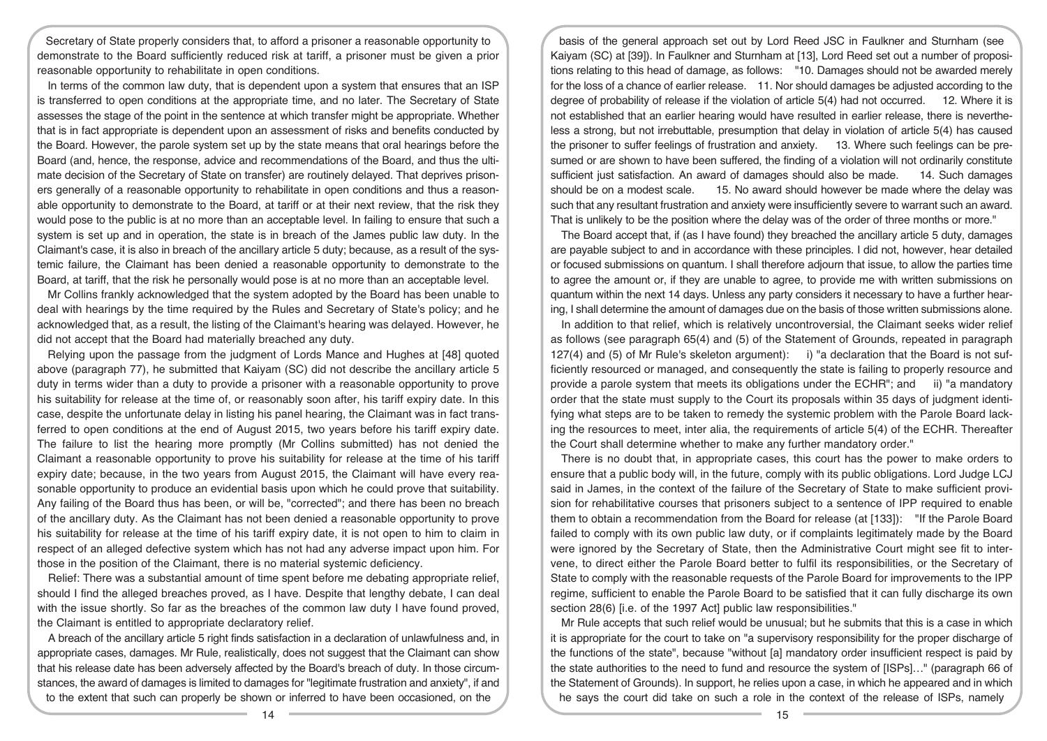Secretary of State properly considers that, to afford a prisoner a reasonable opportunity to demonstrate to the Board sufficiently reduced risk at tariff, a prisoner must be given a prior reasonable opportunity to rehabilitate in open conditions.

In terms of the common law duty, that is dependent upon a system that ensures that an ISP is transferred to open conditions at the appropriate time, and no later. The Secretary of State assesses the stage of the point in the sentence at which transfer might be appropriate. Whether that is in fact appropriate is dependent upon an assessment of risks and benefits conducted by the Board. However, the parole system set up by the state means that oral hearings before the Board (and, hence, the response, advice and recommendations of the Board, and thus the ultimate decision of the Secretary of State on transfer) are routinely delayed. That deprives prisoners generally of a reasonable opportunity to rehabilitate in open conditions and thus a reasonable opportunity to demonstrate to the Board, at tariff or at their next review, that the risk they would pose to the public is at no more than an acceptable level. In failing to ensure that such a system is set up and in operation, the state is in breach of the James public law duty. In the Claimant's case, it is also in breach of the ancillary article 5 duty; because, as a result of the systemic failure, the Claimant has been denied a reasonable opportunity to demonstrate to the Board, at tariff, that the risk he personally would pose is at no more than an acceptable level.

Mr Collins frankly acknowledged that the system adopted by the Board has been unable to deal with hearings by the time required by the Rules and Secretary of State's policy; and he acknowledged that, as a result, the listing of the Claimant's hearing was delayed. However, he did not accept that the Board had materially breached any duty.

Relying upon the passage from the judgment of Lords Mance and Hughes at [48] quoted above (paragraph 77), he submitted that Kaiyam (SC) did not describe the ancillary article 5 duty in terms wider than a duty to provide a prisoner with a reasonable opportunity to prove his suitability for release at the time of, or reasonably soon after, his tariff expiry date. In this case, despite the unfortunate delay in listing his panel hearing, the Claimant was in fact transferred to open conditions at the end of August 2015, two years before his tariff expiry date. The failure to list the hearing more promptly (Mr Collins submitted) has not denied the Claimant a reasonable opportunity to prove his suitability for release at the time of his tariff expiry date; because, in the two years from August 2015, the Claimant will have every reasonable opportunity to produce an evidential basis upon which he could prove that suitability. Any failing of the Board thus has been, or will be, "corrected"; and there has been no breach of the ancillary duty. As the Claimant has not been denied a reasonable opportunity to prove his suitability for release at the time of his tariff expiry date, it is not open to him to claim in respect of an alleged defective system which has not had any adverse impact upon him. For those in the position of the Claimant, there is no material systemic deficiency.

Relief: There was a substantial amount of time spent before me debating appropriate relief, should I find the alleged breaches proved, as I have. Despite that lengthy debate, I can deal with the issue shortly. So far as the breaches of the common law duty I have found proved, the Claimant is entitled to appropriate declaratory relief.

A breach of the ancillary article 5 right finds satisfaction in a declaration of unlawfulness and, in appropriate cases, damages. Mr Rule, realistically, does not suggest that the Claimant can show that his release date has been adversely affected by the Board's breach of duty. In those circumstances, the award of damages is limited to damages for "legitimate frustration and anxiety", if and to the extent that such can properly be shown or inferred to have been occasioned, on the basis of the general approach set out by Lord Reed JSC in Faulkner and Sturnham (see Kaiyam (SC) at [39]). In Faulkner and Sturnham at [13], Lord Reed set out a number of propositions relating to this head of damage, as follows: "10. Damages should not be awarded merely for the loss of a chance of earlier release. 11. Nor should damages be adjusted according to the degree of probability of release if the violation of article 5(4) had not occurred. 12. Where it is not established that an earlier hearing would have resulted in earlier release, there is nevertheless a strong, but not irrebuttable, presumption that delay in violation of article 5(4) has caused the prisoner to suffer feelings of frustration and anxiety. 13. Where such feelings can be presumed or are shown to have been suffered, the finding of a violation will not ordinarily constitute sufficient just satisfaction. An award of damages should also be made. 14. Such damages should be on a modest scale. 15. No award should however be made where the delay was such that any resultant frustration and anxiety were insufficiently severe to warrant such an award. That is unlikely to be the position where the delay was of the order of three months or more."

The Board accept that, if (as I have found) they breached the ancillary article 5 duty, damages are payable subject to and in accordance with these principles. I did not, however, hear detailed or focused submissions on quantum. I shall therefore adjourn that issue, to allow the parties time to agree the amount or, if they are unable to agree, to provide me with written submissions on quantum within the next 14 days. Unless any party considers it necessary to have a further hearing, I shall determine the amount of damages due on the basis of those written submissions alone.

In addition to that relief, which is relatively uncontroversial, the Claimant seeks wider relief as follows (see paragraph 65(4) and (5) of the Statement of Grounds, repeated in paragraph 127(4) and (5) of Mr Rule's skeleton argument): i) "a declaration that the Board is not sufficiently resourced or managed, and consequently the state is failing to properly resource and provide a parole system that meets its obligations under the ECHR"; and ii) "a mandatory order that the state must supply to the Court its proposals within 35 days of judgment identifying what steps are to be taken to remedy the systemic problem with the Parole Board lacking the resources to meet, inter alia, the requirements of article 5(4) of the ECHR. Thereafter the Court shall determine whether to make any further mandatory order."

There is no doubt that, in appropriate cases, this court has the power to make orders to ensure that a public body will, in the future, comply with its public obligations. Lord Judge LCJ said in James, in the context of the failure of the Secretary of State to make sufficient provision for rehabilitative courses that prisoners subject to a sentence of IPP required to enable them to obtain a recommendation from the Board for release (at [133]): "If the Parole Board failed to comply with its own public law duty, or if complaints legitimately made by the Board were ignored by the Secretary of State, then the Administrative Court might see fit to intervene, to direct either the Parole Board better to fulfil its responsibilities, or the Secretary of State to comply with the reasonable requests of the Parole Board for improvements to the IPP regime, sufficient to enable the Parole Board to be satisfied that it can fully discharge its own section 28(6) [i.e. of the 1997 Act] public law responsibilities."

Mr Rule accepts that such relief would be unusual; but he submits that this is a case in which it is appropriate for the court to take on "a supervisory responsibility for the proper discharge of the functions of the state", because "without [a] mandatory order insufficient respect is paid by the state authorities to the need to fund and resource the system of [ISPs]…" (paragraph 66 of the Statement of Grounds). In support, he relies upon a case, in which he appeared and in which he says the court did take on such a role in the context of the release of ISPs, namely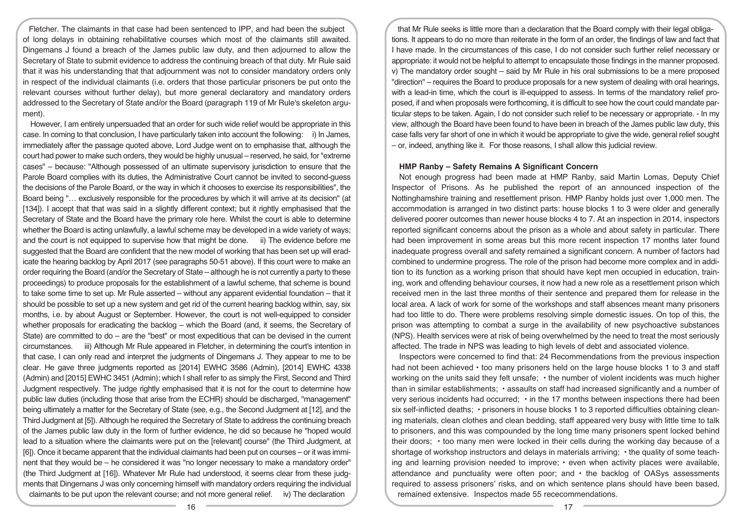Fletcher. The claimants in that case had been sentenced to IPP, and had been the subject of long delays in obtaining rehabilitative courses which most of the claimants still awaited. Dingemans J found a breach of the James public law duty, and then adjourned to allow the Secretary of State to submit evidence to address the continuing breach of that duty. Mr Rule said that it was his understanding that that adjournment was not to consider mandatory orders only in respect of the individual claimants (i.e. orders that those particular prisoners be put onto the relevant courses without further delay), but more general declaratory and mandatory orders addressed to the Secretary of State and/or the Board (paragraph 119 of Mr Rule's skeleton argument).

However, I am entirely unpersuaded that an order for such wide relief would be appropriate in this case. In coming to that conclusion, I have particularly taken into account the following: i) In James, immediately after the passage quoted above, Lord Judge went on to emphasise that, although the court had power to make such orders, they would be highly unusual – reserved, he said, for "extreme cases" – because: "Although possessed of an ultimate supervisory jurisdiction to ensure that the Parole Board complies with its duties, the Administrative Court cannot be invited to second-guess the decisions of the Parole Board, or the way in which it chooses to exercise its responsibilities", the Board being "… exclusively responsible for the procedures by which it will arrive at its decision" (at [134]). I accept that that was said in a slightly different context; but it rightly emphasised that the Secretary of State and the Board have the primary role here. Whilst the court is able to determine whether the Board is acting unlawfully, a lawful scheme may be developed in a wide variety of ways; and the court is not equipped to supervise how that might be done. ii) The evidence before me suggested that the Board are confident that the new model of working that has been set up will eradicate the hearing backlog by April 2017 (see paragraphs 50-51 above). If this court were to make an order requiring the Board (and/or the Secretary of State – although he is not currently a party to these proceedings) to produce proposals for the establishment of a lawful scheme, that scheme is bound to take some time to set up. Mr Rule asserted – without any apparent evidential foundation – that it should be possible to set up a new system and get rid of the current hearing backlog within, say, six months, i.e. by about August or September. However, the court is not well-equipped to consider whether proposals for eradicating the backlog – which the Board (and, it seems, the Secretary of State) are committed to do – are the "best" or most expeditious that can be devised in the current circumstances. iii) Although Mr Rule appeared in Fletcher, in determining the court's intention in that case, I can only read and interpret the judgments of Dingemans J. They appear to me to be clear. He gave three judgments reported as [2014] EWHC 3586 (Admin), [2014] EWHC 4338 (Admin) and [2015] EWHC 3451 (Admin); which I shall refer to as simply the First, Second and Third Judgment respectively. The judge rightly emphasised that it is not for the court to determine how public law duties (including those that arise from the ECHR) should be discharged, "management" being ultimately a matter for the Secretary of State (see, e.g., the Second Judgment at [12], and the Third Judgment at [5]). Although he required the Secretary of State to address the continuing breach of the James public law duty in the form of further evidence, he did so because he "hoped would lead to a situation where the claimants were put on the [relevant] course" (the Third Judgment, at [6]). Once it became apparent that the individual claimants had been put on courses – or it was imminent that they would be – he considered it was "no longer necessary to make a mandatory order" (the Third Judgment at [16]). Whatever Mr Rule had understood, it seems clear from these judgments that Dingemans J was only concerning himself with mandatory orders requiring the individual claimants to be put upon the relevant course; and not more general relief. iv) The declaration that Mr Rule seeks is little more than a declaration that the Board comply with their legal obligations. It appears to do no more than reiterate in the form of an order, the findings of law and fact that I have made. In the circumstances of this case, I do not consider such further relief necessary or appropriate: it would not be helpful to attempt to encapsulate those findings in the manner proposed. v) The mandatory order sought – said by Mr Rule in his oral submissions to be a mere proposed "direction" – requires the Board to produce proposals for a new system of dealing with oral hearings, with a lead-in time, which the court is ill-equipped to assess. In terms of the mandatory relief proposed, if and when proposals were forthcoming, it is difficult to see how the court could mandate particular steps to be taken. Again, I do not consider such relief to be necessary or appropriate. - In my view, although the Board have been found to have been in breach of the James public law duty, this case falls very far short of one in which it would be appropriate to give the wide, general relief sought – or, indeed, anything like it. For those reasons, I shall allow this judicial review.

## HMP Ranby – Safety Remains A Significant Concern

Not enough progress had been made at HMP Ranby, said Martin Lomas, Deputy Chief Inspector of Prisons. As he published the report of an announced inspection of the Nottinghamshire training and resettlement prison. HMP Ranby holds just over 1,000 men. The accommodation is arranged in two distinct parts: house blocks 1 to 3 were older and generally delivered poorer outcomes than newer house blocks 4 to 7. At an inspection in 2014, inspectors reported significant concerns about the prison as a whole and about safety in particular. There had been improvement in some areas but this more recent inspection 17 months later found inadequate progress overall and safety remained a significant concern. A number of factors had combined to undermine progress. The role of the prison had become more complex and in addition to its function as a working prison that should have kept men occupied in education, training, work and offending behaviour courses, it now had a new role as a resettlement prison which received men in the last three months of their sentence and prepared them for release in the local area. A lack of work for some of the workshops and staff absences meant many prisoners had too little to do. There were problems resolving simple domestic issues. On top of this, the prison was attempting to combat a surge in the availability of new psychoactive substances (NPS). Health services were at risk of being overwhelmed by the need to treat the most seriously affected. The trade in NPS was leading to high levels of debt and associated violence.

Inspectors were concerned to find that: 24 Recommendations from the previous inspection had not been achieved • too many prisoners held on the large house blocks 1 to 3 and staff working on the units said they felt unsafe; • the number of violent incidents was much higher than in similar establishments; • assaults on staff had increased significantly and a number of very serious incidents had occurred; • in the 17 months between inspections there had been six self-inflicted deaths; • prisoners in house blocks 1 to 3 reported difficulties obtaining cleaning materials, clean clothes and clean bedding, staff appeared very busy with little time to talk to prisoners, and this was compounded by the long time many prisoners spent locked behind their doors; • too many men were locked in their cells during the working day because of a shortage of workshop instructors and delays in materials arriving; • the quality of some teaching and learning provision needed to improve; • even when activity places were available, attendance and punctuality were often poor; and • the backlog of OASys assessments required to assess prisoners' risks, and on which sentence plans should have been based, remained extensive. Inspectos made 55 rececommendations.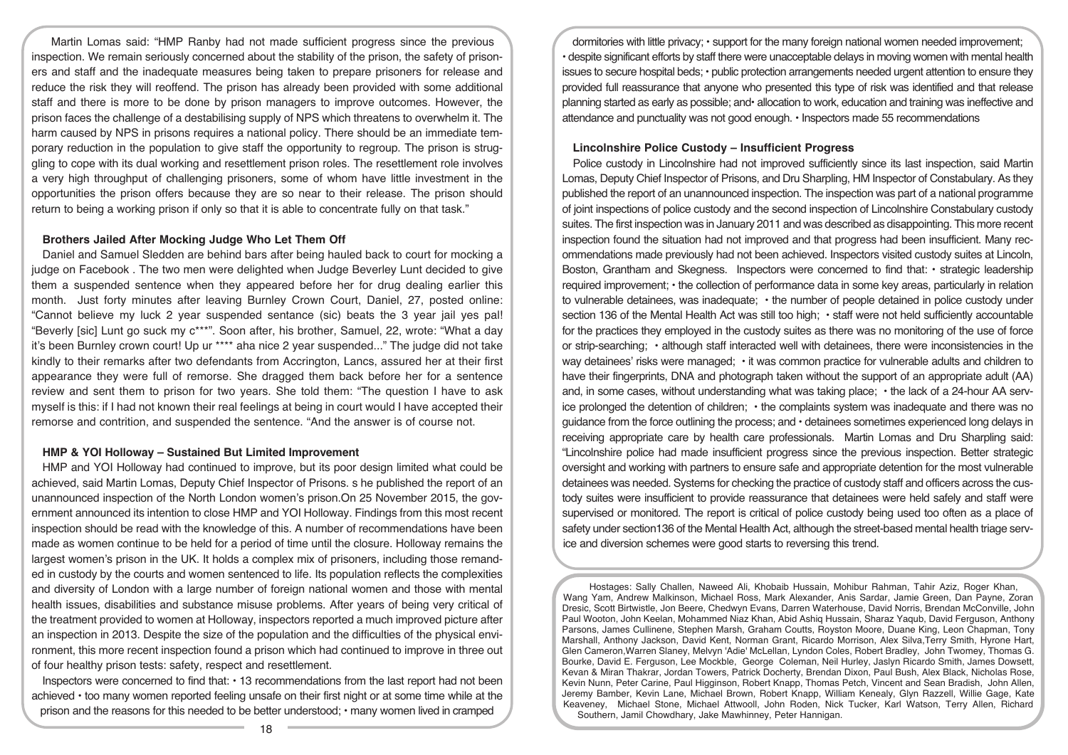Martin Lomas said: "HMP Ranby had not made sufficient progress since the previous inspection. We remain seriously concerned about the stability of the prison, the safety of prisoners and staff and the inadequate measures being taken to prepare prisoners for release and reduce the risk they will reoffend. The prison has already been provided with some additional staff and there is more to be done by prison managers to improve outcomes. However, the prison faces the challenge of a destabilising supply of NPS which threatens to overwhelm it. The harm caused by NPS in prisons requires a national policy. There should be an immediate temporary reduction in the population to give staff the opportunity to regroup. The prison is struggling to cope with its dual working and resettlement prison roles. The resettlement role involves a very high throughput of challenging prisoners, some of whom have little investment in the opportunities the prison offers because they are so near to their release. The prison should return to being a working prison if only so that it is able to concentrate fully on that task."

### Brothers Jailed After Mocking Judge Who Let Them Off

Daniel and Samuel Sledden are behind bars after being hauled back to court for mocking a judge on Facebook . The two men were delighted when Judge Beverley Lunt decided to give them a suspended sentence when they appeared before her for drug dealing earlier this month. Just forty minutes after leaving Burnley Crown Court, Daniel, 27, posted online: "Cannot believe my luck 2 year suspended sentance (sic) beats the 3 year jail yes pal! "Beverly [sic] Lunt go suck my c***". Soon after, his brother, Samuel, 22, wrote: "What a day it's been Burnley crown court! Up ur **** aha nice 2 year suspended..." The judge did not take kindly to their remarks after two defendants from Accrington, Lancs, assured her at their first appearance they were full of remorse. She dragged them back before her for a sentence review and sent them to prison for two years. She told them: "The question I have to ask myself is this: if I had not known their real feelings at being in court would I have accepted their remorse and contrition, and suspended the sentence. "And the answer is of course not.

### HMP & YOI Holloway – Sustained But Limited Improvement

HMP and YOI Holloway had continued to improve, but its poor design limited what could be achieved, said Martin Lomas, Deputy Chief Inspector of Prisons. s he published the report of an unannounced inspection of the North London women's prison.On 25 November 2015, the government announced its intention to close HMP and YOI Holloway. Findings from this most recent inspection should be read with the knowledge of this. A number of recommendations have been made as women continue to be held for a period of time until the closure. Holloway remains the largest women's prison in the UK. It holds a complex mix of prisoners, including those remanded in custody by the courts and women sentenced to life. Its population reflects the complexities and diversity of London with a large number of foreign national women and those with mental health issues, disabilities and substance misuse problems. After years of being very critical of the treatment provided to women at Holloway, inspectors reported a much improved picture after an inspection in 2013. Despite the size of the population and the difficulties of the physical environment, this more recent inspection found a prison which had continued to improve in three out of four healthy prison tests: safety, respect and resettlement.

Inspectors were concerned to find that: • 13 recommendations from the last report had not been achieved • too many women reported feeling unsafe on their first night or at some time while at the prison and the reasons for this needed to be better understood; • many women lived in cramped dormitories with little privacy; • support for the many foreign national women needed improvement; • despite significant efforts by staff there were unacceptable delays in moving women with mental health issues to secure hospital beds; • public protection arrangements needed urgent attention to ensure they provided full reassurance that anyone who presented this type of risk was identified and that release planning started as early as possible; and• allocation to work, education and training was ineffective and attendance and punctuality was not good enough. • Inspectors made 55 recommendations

### Lincolnshire Police Custody – Insufficient Progress

Police custody in Lincolnshire had not improved sufficiently since its last inspection, said Martin Lomas, Deputy Chief Inspector of Prisons, and Dru Sharpling, HM Inspector of Constabulary. As they published the report of an unannounced inspection. The inspection was part of a national programme of joint inspections of police custody and the second inspection of Lincolnshire Constabulary custody suites. The first inspection was in January 2011 and was described as disappointing. This more recent inspection found the situation had not improved and that progress had been insufficient. Many recommendations made previously had not been achieved. Inspectors visited custody suites at Lincoln, Boston, Grantham and Skegness. Inspectors were concerned to find that: • strategic leadership required improvement; • the collection of performance data in some key areas, particularly in relation to vulnerable detainees, was inadequate; • the number of people detained in police custody under section 136 of the Mental Health Act was still too high; • staff were not held sufficiently accountable for the practices they employed in the custody suites as there was no monitoring of the use of force or strip-searching; • although staff interacted well with detainees, there were inconsistencies in the way detainees' risks were managed; • it was common practice for vulnerable adults and children to have their fingerprints, DNA and photograph taken without the support of an appropriate adult (AA) and, in some cases, without understanding what was taking place; • the lack of a 24-hour AA service prolonged the detention of children; • the complaints system was inadequate and there was no guidance from the force outlining the process; and • detainees sometimes experienced long delays in receiving appropriate care by health care professionals. Martin Lomas and Dru Sharpling said: "Lincolnshire police had made insufficient progress since the previous inspection. Better strategic oversight and working with partners to ensure safe and appropriate detention for the most vulnerable detainees was needed. Systems for checking the practice of custody staff and officers across the custody suites were insufficient to provide reassurance that detainees were held safely and staff were supervised or monitored. The report is critical of police custody being used too often as a place of safety under section136 of the Mental Health Act, although the street-based mental health triage service and diversion schemes were good starts to reversing this trend.

Hostages: Sally Challen, Naweed Ali, Khobaib Hussain, Mohibur Rahman, Tahir Aziz, Roger Khan, Wang Yam, Andrew Malkinson, Michael Ross, Mark Alexander, Anis Sardar, Jamie Green, Dan Payne, Zoran Dresic, Scott Birtwistle, Jon Beere, Chedwyn Evans, Darren Waterhouse, David Norris, Brendan McConville, John Paul Wooton, John Keelan, Mohammed Niaz Khan, Abid Ashiq Hussain, Sharaz Yaqub, David Ferguson, Anthony Parsons, James Cullinene, Stephen Marsh, Graham Coutts, Royston Moore, Duane King, Leon Chapman, Tony Marshall, Anthony Jackson, David Kent, Norman Grant, Ricardo Morrison, Alex Silva,Terry Smith, Hyrone Hart, Glen Cameron,Warren Slaney, Melvyn 'Adie' McLellan, Lyndon Coles, Robert Bradley, John Twomey, Thomas G. Bourke, David E. Ferguson, Lee Mockble, George Coleman, Neil Hurley, Jaslyn Ricardo Smith, James Dowsett, Kevan & Miran Thakrar, Jordan Towers, Patrick Docherty, Brendan Dixon, Paul Bush, Alex Black, Nicholas Rose, Kevin Nunn, Peter Carine, Paul Higginson, Robert Knapp, Thomas Petch, Vincent and Sean Bradish, John Allen, Jeremy Bamber, Kevin Lane, Michael Brown, Robert Knapp, William Kenealy, Glyn Razzell, Willie Gage, Kate Keaveney, Michael Stone, Michael Attwooll, John Roden, Nick Tucker, Karl Watson, Terry Allen, Richard Southern, Jamil Chowdhary, Jake Mawhinney, Peter Hannigan.